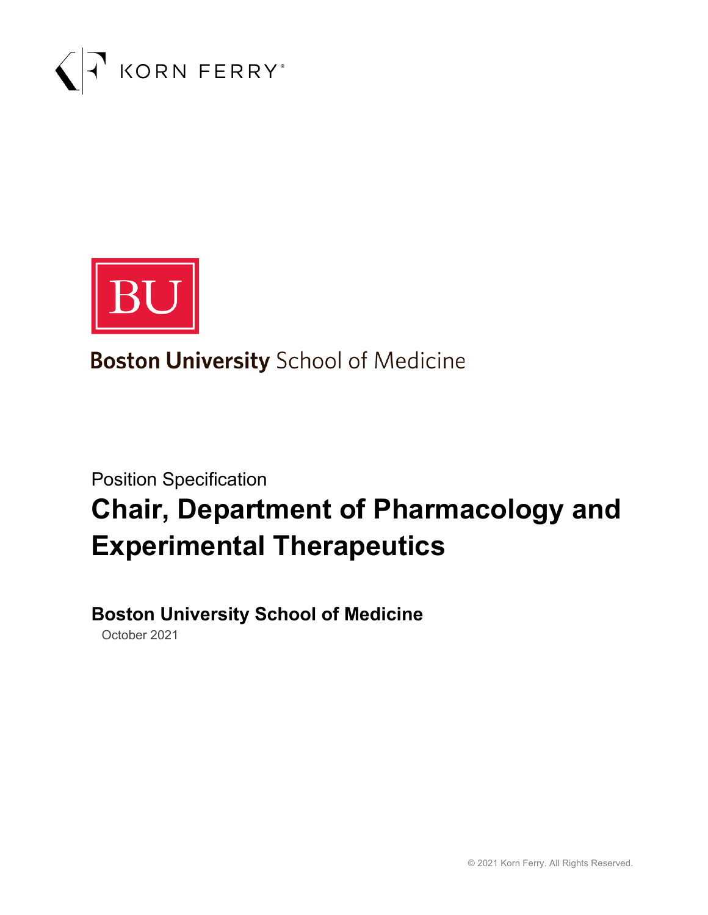KORN FERRY

BU

Boston University School of Medicine

Position Specification

# Chair, Department of Pharmacology and Experimental Therapeutics

## Boston University School of Medicine

October 2021

© 2021 Korn Ferry. All Rights Reserved.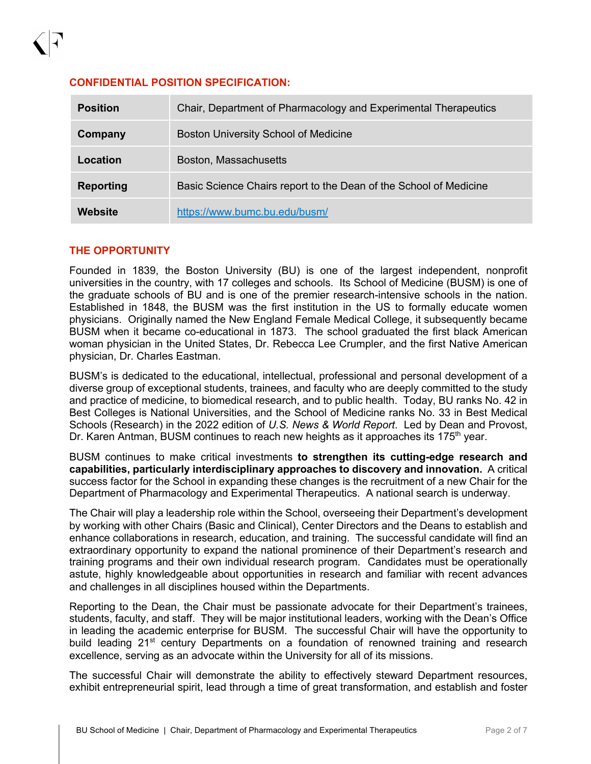## CONFIDENTIAL POSITION SPECIFICATION:

| **Position** | Chair, Department of Pharmacology and Experimental Therapeutics |
|---|---|
| **Company** | Boston University School of Medicine |
| **Location** | Boston, Massachusetts |
| **Reporting** | Basic Science Chairs report to the Dean of the School of Medicine |
| **Website** | https://www.bumc.bu.edu/busm/ |

## THE OPPORTUNITY

Founded in 1839, the Boston University (BU) is one of the largest independent, nonprofit universities in the country, with 17 colleges and schools. Its School of Medicine (BUSM) is one of the graduate schools of BU and is one of the premier research-intensive schools in the nation. Established in 1848, the BUSM was the first institution in the US to formally educate women physicians. Originally named the New England Female Medical College, it subsequently became BUSM when it became co-educational in 1873. The school graduated the first black American woman physician in the United States, Dr. Rebecca Lee Crumpler, and the first Native American physician, Dr. Charles Eastman.

BUSM's is dedicated to the educational, intellectual, professional and personal development of a diverse group of exceptional students, trainees, and faculty who are deeply committed to the study and practice of medicine, to biomedical research, and to public health. Today, BU ranks No. 42 in Best Colleges is National Universities, and the School of Medicine ranks No. 33 in Best Medical Schools (Research) in the 2022 edition of *U.S. News & World Report*. Led by Dean and Provost, Dr. Karen Antman, BUSM continues to reach new heights as it approaches its 175th year.

BUSM continues to make critical investments **to strengthen its cutting-edge research and capabilities, particularly interdisciplinary approaches to discovery and innovation.** A critical success factor for the School in expanding these changes is the recruitment of a new Chair for the Department of Pharmacology and Experimental Therapeutics. A national search is underway.

The Chair will play a leadership role within the School, overseeing their Department's development by working with other Chairs (Basic and Clinical), Center Directors and the Deans to establish and enhance collaborations in research, education, and training. The successful candidate will find an extraordinary opportunity to expand the national prominence of their Department's research and training programs and their own individual research program. Candidates must be operationally astute, highly knowledgeable about opportunities in research and familiar with recent advances and challenges in all disciplines housed within the Departments.

Reporting to the Dean, the Chair must be passionate advocate for their Department's trainees, students, faculty, and staff. They will be major institutional leaders, working with the Dean's Office in leading the academic enterprise for BUSM. The successful Chair will have the opportunity to build leading 21st century Departments on a foundation of renowned training and research excellence, serving as an advocate within the University for all of its missions.

The successful Chair will demonstrate the ability to effectively steward Department resources, exhibit entrepreneurial spirit, lead through a time of great transformation, and establish and foster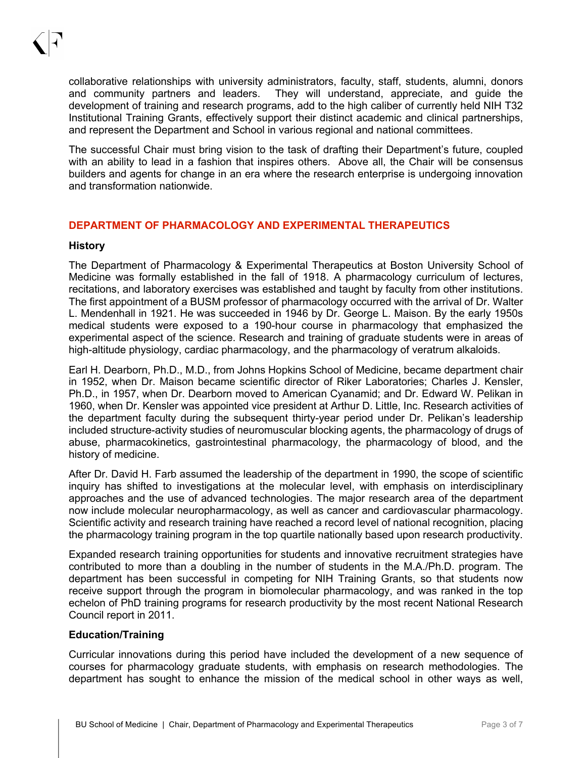collaborative relationships with university administrators, faculty, staff, students, alumni, donors and community partners and leaders. They will understand, appreciate, and guide the development of training and research programs, add to the high caliber of currently held NIH T32 Institutional Training Grants, effectively support their distinct academic and clinical partnerships, and represent the Department and School in various regional and national committees.

The successful Chair must bring vision to the task of drafting their Department's future, coupled with an ability to lead in a fashion that inspires others. Above all, the Chair will be consensus builders and agents for change in an era where the research enterprise is undergoing innovation and transformation nationwide.

## DEPARTMENT OF PHARMACOLOGY AND EXPERIMENTAL THERAPEUTICS

### History

The Department of Pharmacology & Experimental Therapeutics at Boston University School of Medicine was formally established in the fall of 1918. A pharmacology curriculum of lectures, recitations, and laboratory exercises was established and taught by faculty from other institutions. The first appointment of a BUSM professor of pharmacology occurred with the arrival of Dr. Walter L. Mendenhall in 1921. He was succeeded in 1946 by Dr. George L. Maison. By the early 1950s medical students were exposed to a 190-hour course in pharmacology that emphasized the experimental aspect of the science. Research and training of graduate students were in areas of high-altitude physiology, cardiac pharmacology, and the pharmacology of veratrum alkaloids.

Earl H. Dearborn, Ph.D., M.D., from Johns Hopkins School of Medicine, became department chair in 1952, when Dr. Maison became scientific director of Riker Laboratories; Charles J. Kensler, Ph.D., in 1957, when Dr. Dearborn moved to American Cyanamid; and Dr. Edward W. Pelikan in 1960, when Dr. Kensler was appointed vice president at Arthur D. Little, Inc. Research activities of the department faculty during the subsequent thirty-year period under Dr. Pelikan's leadership included structure-activity studies of neuromuscular blocking agents, the pharmacology of drugs of abuse, pharmacokinetics, gastrointestinal pharmacology, the pharmacology of blood, and the history of medicine.

After Dr. David H. Farb assumed the leadership of the department in 1990, the scope of scientific inquiry has shifted to investigations at the molecular level, with emphasis on interdisciplinary approaches and the use of advanced technologies. The major research area of the department now include molecular neuropharmacology, as well as cancer and cardiovascular pharmacology. Scientific activity and research training have reached a record level of national recognition, placing the pharmacology training program in the top quartile nationally based upon research productivity.

Expanded research training opportunities for students and innovative recruitment strategies have contributed to more than a doubling in the number of students in the M.A./Ph.D. program. The department has been successful in competing for NIH Training Grants, so that students now receive support through the program in biomolecular pharmacology, and was ranked in the top echelon of PhD training programs for research productivity by the most recent National Research Council report in 2011.

### Education/Training

Curricular innovations during this period have included the development of a new sequence of courses for pharmacology graduate students, with emphasis on research methodologies. The department has sought to enhance the mission of the medical school in other ways as well,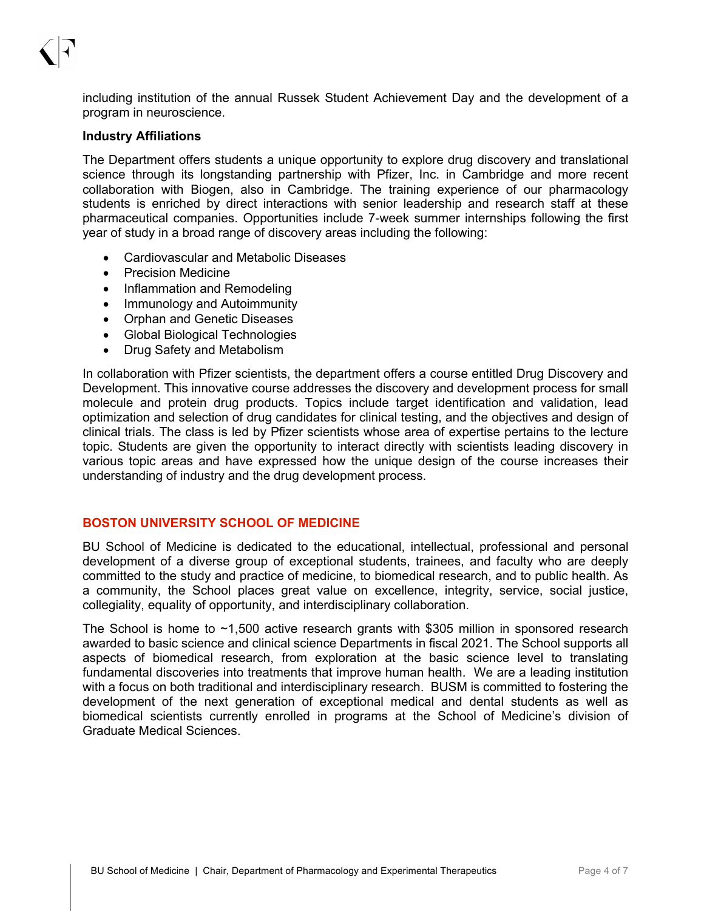including institution of the annual Russek Student Achievement Day and the development of a program in neuroscience.

**Industry Affiliations**

The Department offers students a unique opportunity to explore drug discovery and translational science through its longstanding partnership with Pfizer, Inc. in Cambridge and more recent collaboration with Biogen, also in Cambridge. The training experience of our pharmacology students is enriched by direct interactions with senior leadership and research staff at these pharmaceutical companies. Opportunities include 7-week summer internships following the first year of study in a broad range of discovery areas including the following:

- Cardiovascular and Metabolic Diseases
- Precision Medicine
- Inflammation and Remodeling
- Immunology and Autoimmunity
- Orphan and Genetic Diseases
- Global Biological Technologies
- Drug Safety and Metabolism

In collaboration with Pfizer scientists, the department offers a course entitled Drug Discovery and Development. This innovative course addresses the discovery and development process for small molecule and protein drug products. Topics include target identification and validation, lead optimization and selection of drug candidates for clinical testing, and the objectives and design of clinical trials. The class is led by Pfizer scientists whose area of expertise pertains to the lecture topic. Students are given the opportunity to interact directly with scientists leading discovery in various topic areas and have expressed how the unique design of the course increases their understanding of industry and the drug development process.

## BOSTON UNIVERSITY SCHOOL OF MEDICINE

BU School of Medicine is dedicated to the educational, intellectual, professional and personal development of a diverse group of exceptional students, trainees, and faculty who are deeply committed to the study and practice of medicine, to biomedical research, and to public health. As a community, the School places great value on excellence, integrity, service, social justice, collegiality, equality of opportunity, and interdisciplinary collaboration.

The School is home to ~1,500 active research grants with $305 million in sponsored research awarded to basic science and clinical science Departments in fiscal 2021. The School supports all aspects of biomedical research, from exploration at the basic science level to translating fundamental discoveries into treatments that improve human health. We are a leading institution with a focus on both traditional and interdisciplinary research. BUSM is committed to fostering the development of the next generation of exceptional medical and dental students as well as biomedical scientists currently enrolled in programs at the School of Medicine's division of Graduate Medical Sciences.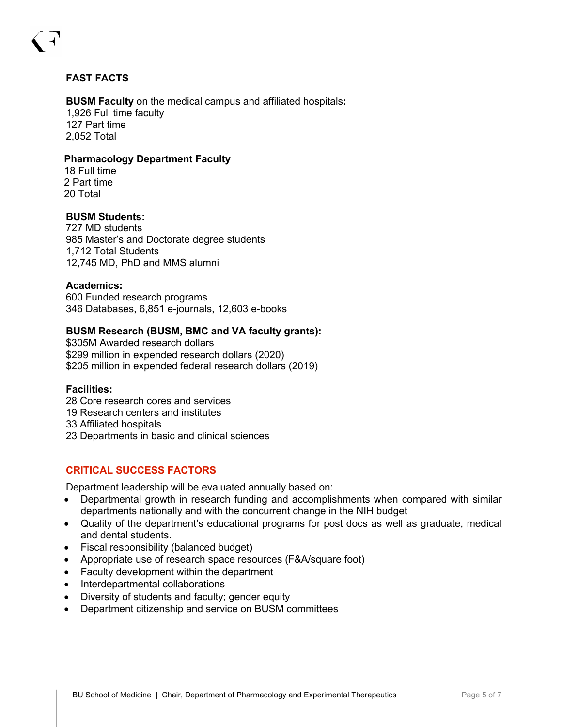## FAST FACTS

**BUSM Faculty** on the medical campus and affiliated hospitals**:**
1,926 Full time faculty
127 Part time
2,052 Total

**Pharmacology Department Faculty**
18 Full time
2 Part time
20 Total

**BUSM Students:**
727 MD students
985 Master's and Doctorate degree students
1,712 Total Students
12,745 MD, PhD and MMS alumni

**Academics:**
600 Funded research programs
346 Databases, 6,851 e-journals, 12,603 e-books

**BUSM Research (BUSM, BMC and VA faculty grants):**
$305M Awarded research dollars
$299 million in expended research dollars (2020)
$205 million in expended federal research dollars (2019)

**Facilities:**
28 Core research cores and services
19 Research centers and institutes
33 Affiliated hospitals
23 Departments in basic and clinical sciences

## CRITICAL SUCCESS FACTORS

Department leadership will be evaluated annually based on:

- Departmental growth in research funding and accomplishments when compared with similar departments nationally and with the concurrent change in the NIH budget
- Quality of the department's educational programs for post docs as well as graduate, medical and dental students.
- Fiscal responsibility (balanced budget)
- Appropriate use of research space resources (F&A/square foot)
- Faculty development within the department
- Interdepartmental collaborations
- Diversity of students and faculty; gender equity
- Department citizenship and service on BUSM committees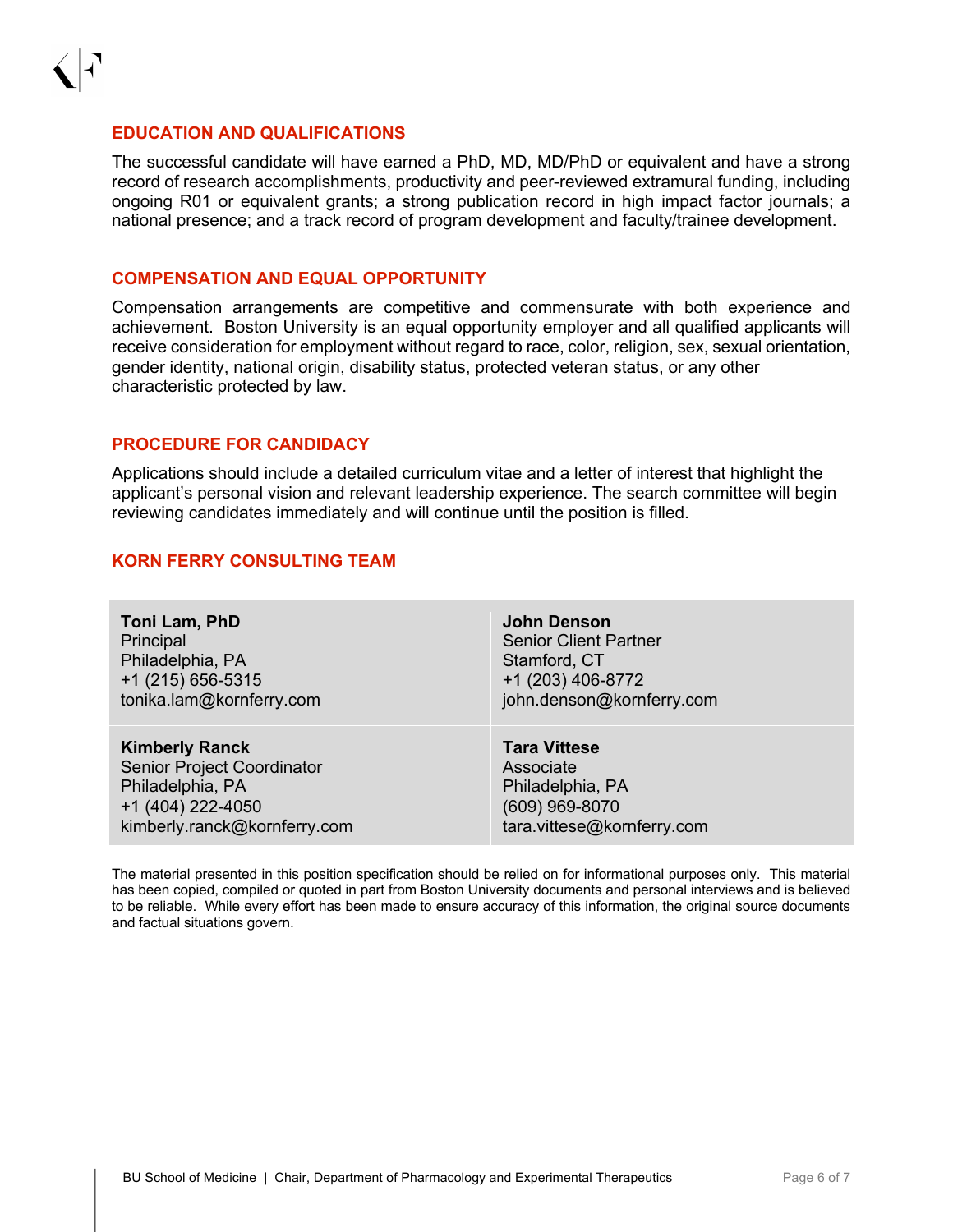## EDUCATION AND QUALIFICATIONS

The successful candidate will have earned a PhD, MD, MD/PhD or equivalent and have a strong record of research accomplishments, productivity and peer-reviewed extramural funding, including ongoing R01 or equivalent grants; a strong publication record in high impact factor journals; a national presence; and a track record of program development and faculty/trainee development.

## COMPENSATION AND EQUAL OPPORTUNITY

Compensation arrangements are competitive and commensurate with both experience and achievement. Boston University is an equal opportunity employer and all qualified applicants will receive consideration for employment without regard to race, color, religion, sex, sexual orientation, gender identity, national origin, disability status, protected veteran status, or any other characteristic protected by law.

## PROCEDURE FOR CANDIDACY

Applications should include a detailed curriculum vitae and a letter of interest that highlight the applicant's personal vision and relevant leadership experience. The search committee will begin reviewing candidates immediately and will continue until the position is filled.

## KORN FERRY CONSULTING TEAM

| | |
|---|---|
| **Toni Lam, PhD**<br>Principal<br>Philadelphia, PA<br>+1 (215) 656-5315<br>tonika.lam@kornferry.com | **John Denson**<br>Senior Client Partner<br>Stamford, CT<br>+1 (203) 406-8772<br>john.denson@kornferry.com |
| **Kimberly Ranck**<br>Senior Project Coordinator<br>Philadelphia, PA<br>+1 (404) 222-4050<br>kimberly.ranck@kornferry.com | **Tara Vittese**<br>Associate<br>Philadelphia, PA<br>(609) 969-8070<br>tara.vittese@kornferry.com |

The material presented in this position specification should be relied on for informational purposes only. This material has been copied, compiled or quoted in part from Boston University documents and personal interviews and is believed to be reliable. While every effort has been made to ensure accuracy of this information, the original source documents and factual situations govern.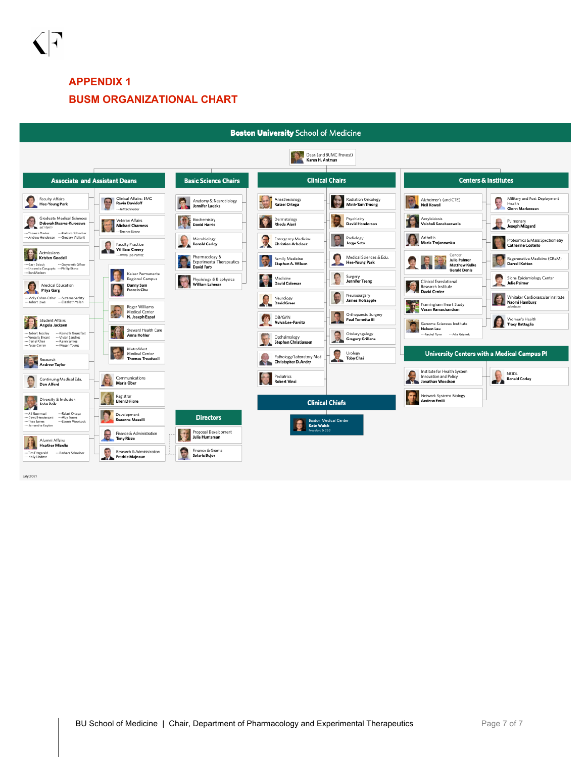# APPENDIX 1

# BUSM ORGANIZATIONAL CHART

**Boston University School of Medicine**

Dean (and BUMC Provost)
**Karen H. Antman**

## Associate and Assistant Deans

Faculty Affairs
**Hee-Young Park**

Graduate Medical Sciences
**Deborah Stearns-Kurosawa**
*ad interim*
---Theresa Davies ---Barbara Schreiber
---Andrew Henderson ---Gregory Viglianti

Admissions
**Kristen Goodell**
---Gary Balady ---Gwynneth Offner
---Shoumita Dasgupta ---Phillip Stone
---Ron Medzon

Medical Education
**Priya Garg**
---Molly Cohen-Osher ---Suzanne Sarfaty
---Robert Lowe ---Elizabeth Yellen

Student Affairs
**Angela Jackson**
---Robert Beazley ---Kenneth Grundfast
---Yonzella Bryant ---Vivian Sanchez
---Daniel Chen ---Karen Symes
---Paige Curran ---Megan Young

Research
**Andrew Taylor**

Continuing Medical Edu.
**Dan Alford**

Diversity & Inclusion
**John Polk**
---Ali Guermazi ---Rafael Ortega
---David Henderson ---Alcy Torres
---Thea James ---Ebone Woolcock
---Samantha Kaplan

Alumni Affairs
**Heather Miselis**
---Tim Fitzgerald ---Barbara Schreiber
---Holly Lindner

Clinical Affairs: BMC
**Ravin Davidoff**
---Jeff Schneider

Veteran Affairs
**Michael Charness**
---Terence Keane

Faculty Practice
**William Creevy**
---Aviva Lee-Parritz

Kaiser Permanente Regional Campus
**Danny Sam**
**Francis Chu**

Roger Williams Medical Center
**N. Joseph Espat**

Steward Health Care
**Anna Hohler**

MetroWest Medical Center
**Thomas Treadwell**

Communications
**Maria Ober**

Registrar
**Ellen DiFiore**

Development
**Suzanne Masselli**

Finance & Administration
**Tony Rizzo**

Research & Administration
**Fredric Majnoun**

## Basic Science Chairs

Anatomy & Neurobiology
**Jennifer Luebke**

Biochemistry
**David Harris**

Microbiology
**Ronald Corley**

Pharmacology & Experimental Therapeutics
**David Farb**

Physiology & Biophysics
**William Lehman**

## Directors

Proposal Development
**Julia Hunisman**

Finance & Grants
**Solaris Bujor**

## Clinical Chairs

Anesthesiology
**Rafael Ortega**

Dermatology
**Rhoda Alani**

Emergency Medicine
**Christian Arbelaez**

Family Medicine
**Stephen A. Wilson**

Medicine
**David Coleman**

Neurology
**David Greer**

OB/GYN
**Aviva Lee-Parritz**

Opthalmology
**Stephen Christiansen**

Pathology/Laboratory Med
**Christopher D. Andry**

Pediatrics
**Robert Vinci**

Radiation Oncology
**Minh-Tam Truong**

Psychiatry
**David Henderson**

Radiology
**Jorge Soto**

Medical Sciences & Edu.
**Hee-Young Park**

Surgery
**Jennifer Tseng**

Neurosurgery
**James Holsapple**

Orthopaedic Surgery
**Paul Tornetta III**

Otolaryngology
**Gregory Grillone**

Urology
**Toby Chai**

## Clinical Chiefs

Boston Medical Center
**Kate Walsh**
President & CEO

## Centers & Institutes

Alzheimer's (and CTE)
**Neil Kowall**

Amyloidosis
**Vaishali Sanchorawala**

Arthritis
**Maria Trojanowska**

Cancer
**Julie Palmer**
**Matthew Kulke**
**Gerald Denis**

Clinical Translational Research Institute
**David Center**

Framingham Heart Study
**Vasan Ramachandran**

Genome Sciences Institute
**Nelson Lau**
---Rachel Flynn ---Alla Grishok

Military and Post Deployment Health
**Glenn Markenson**

Pulmonary
**Joseph Mizgerd**

Proteomics & Mass Spectrometry
**Catherine Costello**

Regenerative Medicine (CReM)
**Darrell Kotton**

Slone Epidemiology Center
**Julie Palmer**

Whitaker Cardiovascular Institute
**Naomi Hamburg**
*ad interim*

Women's Health
**Tracy Battaglia**

## University Centers with a Medical Campus PI

Institute for Health System Innovation and Policy
**Jonathan Woodson**

Network Systems Biology
**Andrew Emili**

NEIDL
**Ronald Corley**

July 2021

BU School of Medicine | Chair, Department of Pharmacology and Experimental Therapeutics